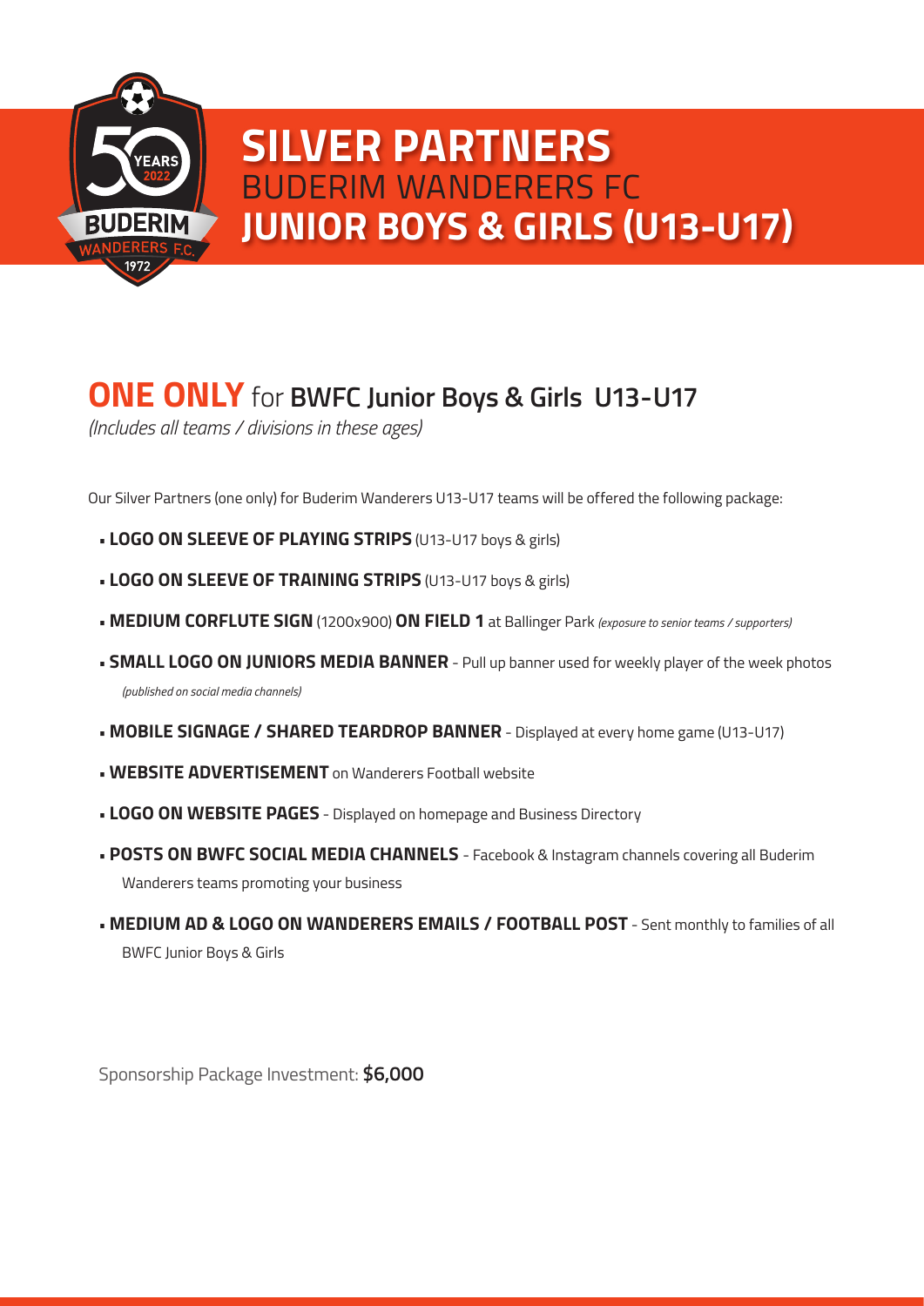# SILVER PARTNERS

BUDERIM WANDERERS FC

**JUNIOR BOYS & GIRLS (U13-U17)**

## **ONE ONLY** for **BWFC Junior Boys & Girls U13-U17**

*(Includes all teams / divisions in these ages)*

Our Silver Partners (one only) for Buderim Wanderers U13-U17 teams will be offered the following package:

- **LOGO ON SLEEVE OF PLAYING STRIPS** (U13-U17 boys & girls)
- **LOGO ON SLEEVE OF TRAINING STRIPS** (U13-U17 boys & girls)
- **MEDIUM CORFLUTE SIGN** (1200x900) **ON FIELD 1** at Ballinger Park *(exposure to senior teams / supporters)*
- **SMALL LOGO ON JUNIORS MEDIA BANNER** - Pull up banner used for weekly player of the week photos *(published on social media channels)*
- **MOBILE SIGNAGE / SHARED TEARDROP BANNER** - Displayed at every home game (U13-U17)
- **WEBSITE ADVERTISEMENT** on Wanderers Football website
- **LOGO ON WEBSITE PAGES** - Displayed on homepage and Business Directory
- **POSTS ON BWFC SOCIAL MEDIA CHANNELS** - Facebook & Instagram channels covering all Buderim Wanderers teams promoting your business
- **MEDIUM AD & LOGO ON WANDERERS EMAILS / FOOTBALL POST** - Sent monthly to families of all BWFC Junior Boys & Girls

Sponsorship Package Investment: **$6,000**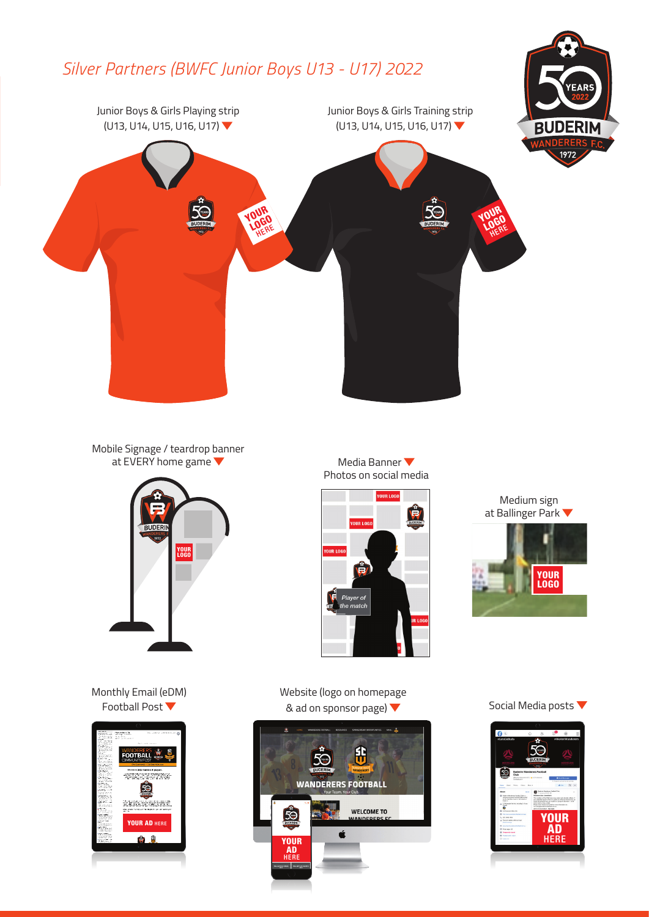# Silver Partners (BWFC Junior Boys U13 - U17) 2022

Junior Boys & Girls Playing strip (U13, U14, U15, U16, U17)

Junior Boys & Girls Training strip (U13, U14, U15, U16, U17)

Mobile Signage / teardrop banner at EVERY home game

Media Banner
Photos on social media

Medium sign at Ballinger Park

Monthly Email (eDM) Football Post

Website (logo on homepage & ad on sponsor page)

Social Media posts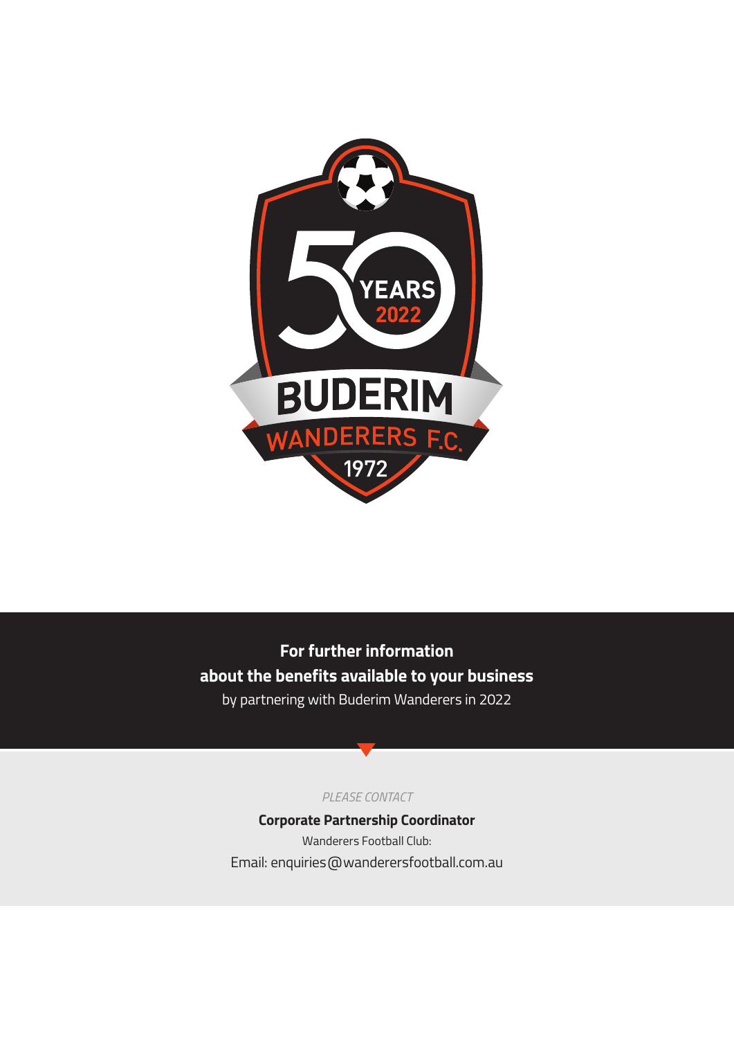**For further information**
**about the benefits available to your business**
by partnering with Buderim Wanderers in 2022

*PLEASE CONTACT*

**Corporate Partnership Coordinator**

Wanderers Football Club:

Email: enquiries@wanderersfootball.com.au